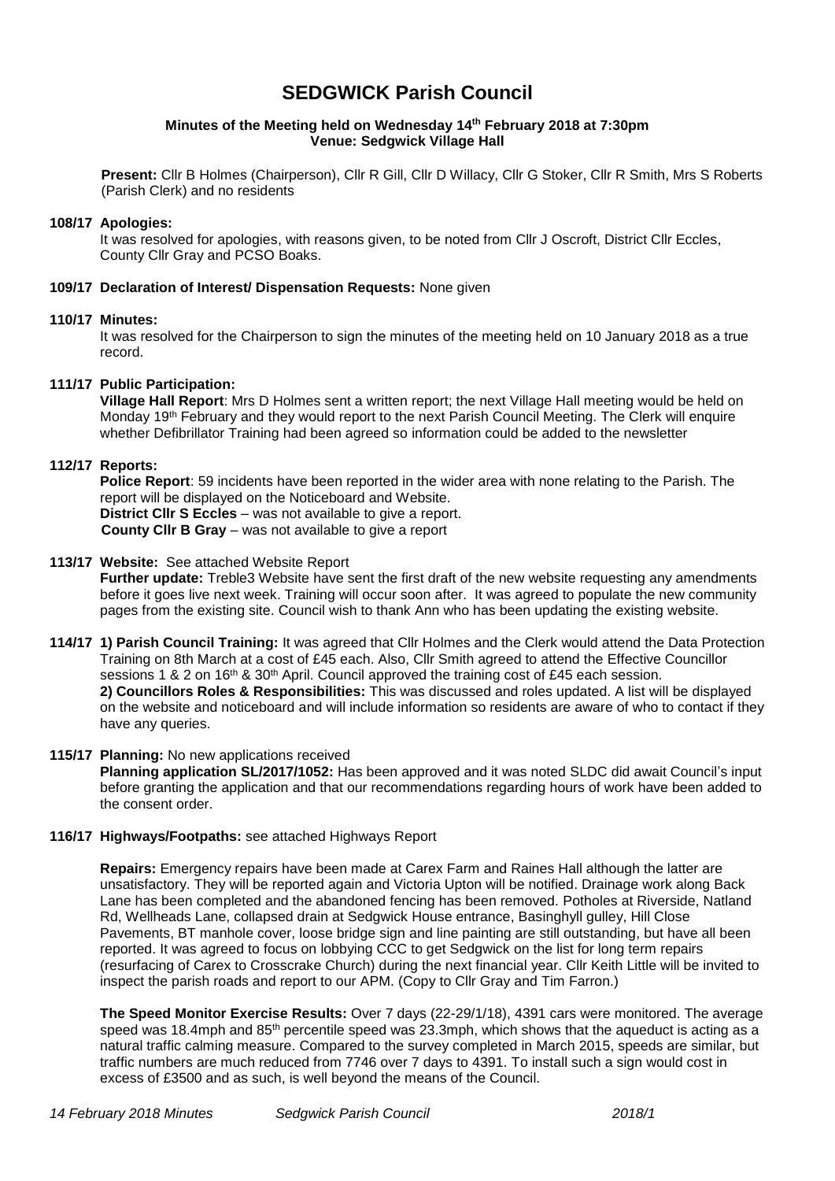# SEDGWICK Parish Council

**Minutes of the Meeting held on Wednesday 14th February 2018 at 7:30pm**
**Venue: Sedgwick Village Hall**

**Present:** Cllr B Holmes (Chairperson), Cllr R Gill, Cllr D Willacy, Cllr G Stoker, Cllr R Smith, Mrs S Roberts (Parish Clerk) and no residents

**108/17 Apologies:**
It was resolved for apologies, with reasons given, to be noted from Cllr J Oscroft, District Cllr Eccles, County Cllr Gray and PCSO Boaks.

**109/17 Declaration of Interest/ Dispensation Requests:** None given

**110/17 Minutes:**
It was resolved for the Chairperson to sign the minutes of the meeting held on 10 January 2018 as a true record.

**111/17 Public Participation:**
**Village Hall Report**: Mrs D Holmes sent a written report; the next Village Hall meeting would be held on Monday 19th February and they would report to the next Parish Council Meeting. The Clerk will enquire whether Defibrillator Training had been agreed so information could be added to the newsletter

**112/17 Reports:**
**Police Report**: 59 incidents have been reported in the wider area with none relating to the Parish. The report will be displayed on the Noticeboard and Website.
**District Cllr S Eccles** – was not available to give a report.
**County Cllr B Gray** – was not available to give a report

**113/17 Website:** See attached Website Report
**Further update:** Treble3 Website have sent the first draft of the new website requesting any amendments before it goes live next week. Training will occur soon after. It was agreed to populate the new community pages from the existing site. Council wish to thank Ann who has been updating the existing website.

**114/17 1) Parish Council Training:** It was agreed that Cllr Holmes and the Clerk would attend the Data Protection Training on 8th March at a cost of £45 each. Also, Cllr Smith agreed to attend the Effective Councillor sessions 1 & 2 on 16th & 30th April. Council approved the training cost of £45 each session.
**2) Councillors Roles & Responsibilities:** This was discussed and roles updated. A list will be displayed on the website and noticeboard and will include information so residents are aware of who to contact if they have any queries.

**115/17 Planning:** No new applications received
**Planning application SL/2017/1052:** Has been approved and it was noted SLDC did await Council's input before granting the application and that our recommendations regarding hours of work have been added to the consent order.

**116/17 Highways/Footpaths:** see attached Highways Report

**Repairs:** Emergency repairs have been made at Carex Farm and Raines Hall although the latter are unsatisfactory. They will be reported again and Victoria Upton will be notified. Drainage work along Back Lane has been completed and the abandoned fencing has been removed. Potholes at Riverside, Natland Rd, Wellheads Lane, collapsed drain at Sedgwick House entrance, Basinghyll gulley, Hill Close Pavements, BT manhole cover, loose bridge sign and line painting are still outstanding, but have all been reported. It was agreed to focus on lobbying CCC to get Sedgwick on the list for long term repairs (resurfacing of Carex to Crosscrake Church) during the next financial year. Cllr Keith Little will be invited to inspect the parish roads and report to our APM. (Copy to Cllr Gray and Tim Farron.)

**The Speed Monitor Exercise Results:** Over 7 days (22-29/1/18), 4391 cars were monitored. The average speed was 18.4mph and 85th percentile speed was 23.3mph, which shows that the aqueduct is acting as a natural traffic calming measure. Compared to the survey completed in March 2015, speeds are similar, but traffic numbers are much reduced from 7746 over 7 days to 4391. To install such a sign would cost in excess of £3500 and as such, is well beyond the means of the Council.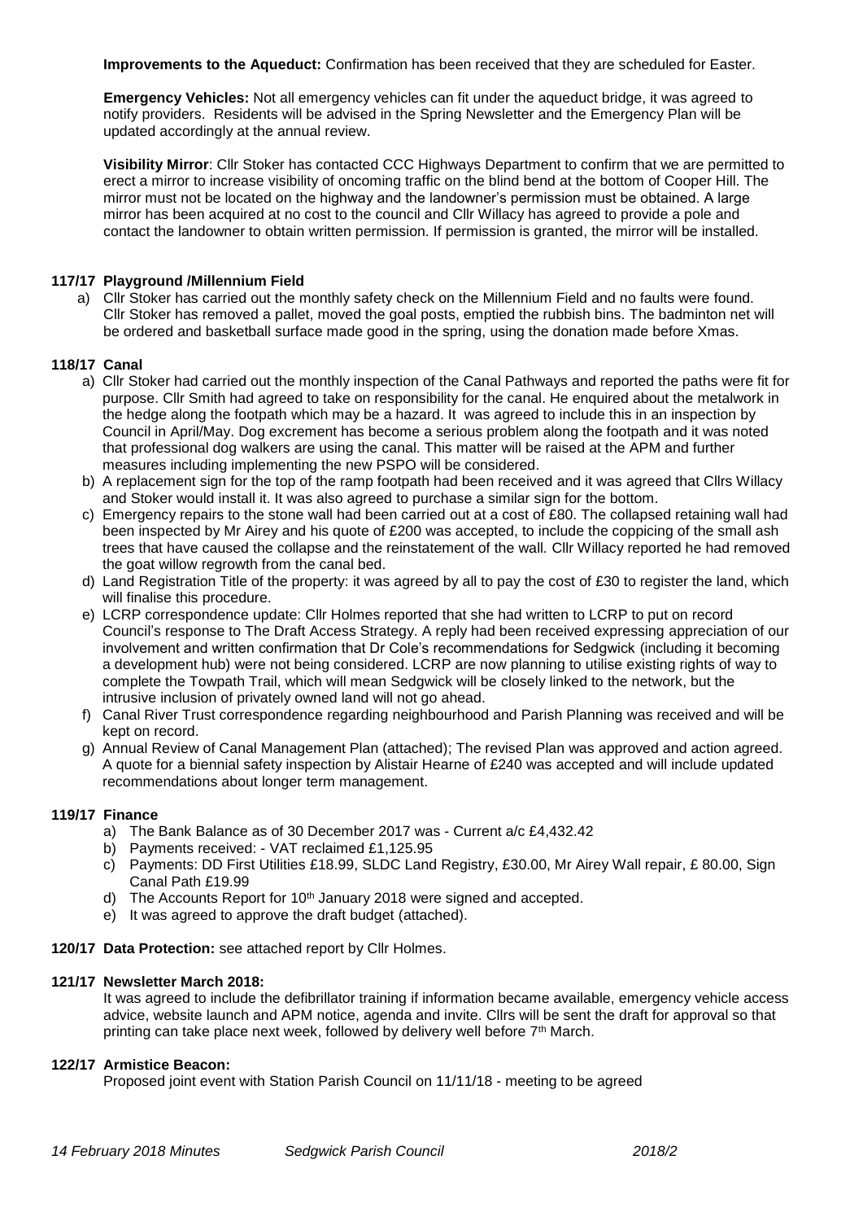**Improvements to the Aqueduct:** Confirmation has been received that they are scheduled for Easter.

**Emergency Vehicles:** Not all emergency vehicles can fit under the aqueduct bridge, it was agreed to notify providers. Residents will be advised in the Spring Newsletter and the Emergency Plan will be updated accordingly at the annual review.

**Visibility Mirror**: Cllr Stoker has contacted CCC Highways Department to confirm that we are permitted to erect a mirror to increase visibility of oncoming traffic on the blind bend at the bottom of Cooper Hill. The mirror must not be located on the highway and the landowner's permission must be obtained. A large mirror has been acquired at no cost to the council and Cllr Willacy has agreed to provide a pole and contact the landowner to obtain written permission. If permission is granted, the mirror will be installed.

**117/17 Playground /Millennium Field**

a) Cllr Stoker has carried out the monthly safety check on the Millennium Field and no faults were found. Cllr Stoker has removed a pallet, moved the goal posts, emptied the rubbish bins. The badminton net will be ordered and basketball surface made good in the spring, using the donation made before Xmas.

**118/17 Canal**

a) Cllr Stoker had carried out the monthly inspection of the Canal Pathways and reported the paths were fit for purpose. Cllr Smith had agreed to take on responsibility for the canal. He enquired about the metalwork in the hedge along the footpath which may be a hazard. It was agreed to include this in an inspection by Council in April/May. Dog excrement has become a serious problem along the footpath and it was noted that professional dog walkers are using the canal. This matter will be raised at the APM and further measures including implementing the new PSPO will be considered.
b) A replacement sign for the top of the ramp footpath had been received and it was agreed that Cllrs Willacy and Stoker would install it. It was also agreed to purchase a similar sign for the bottom.
c) Emergency repairs to the stone wall had been carried out at a cost of £80. The collapsed retaining wall had been inspected by Mr Airey and his quote of £200 was accepted, to include the coppicing of the small ash trees that have caused the collapse and the reinstatement of the wall. Cllr Willacy reported he had removed the goat willow regrowth from the canal bed.
d) Land Registration Title of the property: it was agreed by all to pay the cost of £30 to register the land, which will finalise this procedure.
e) LCRP correspondence update: Cllr Holmes reported that she had written to LCRP to put on record Council's response to The Draft Access Strategy. A reply had been received expressing appreciation of our involvement and written confirmation that Dr Cole's recommendations for Sedgwick (including it becoming a development hub) were not being considered. LCRP are now planning to utilise existing rights of way to complete the Towpath Trail, which will mean Sedgwick will be closely linked to the network, but the intrusive inclusion of privately owned land will not go ahead.
f) Canal River Trust correspondence regarding neighbourhood and Parish Planning was received and will be kept on record.
g) Annual Review of Canal Management Plan (attached); The revised Plan was approved and action agreed. A quote for a biennial safety inspection by Alistair Hearne of £240 was accepted and will include updated recommendations about longer term management.

**119/17 Finance**

a) The Bank Balance as of 30 December 2017 was - Current a/c £4,432.42
b) Payments received: - VAT reclaimed £1,125.95
c) Payments: DD First Utilities £18.99, SLDC Land Registry, £30.00, Mr Airey Wall repair, £ 80.00, Sign Canal Path £19.99
d) The Accounts Report for 10th January 2018 were signed and accepted.
e) It was agreed to approve the draft budget (attached).

**120/17 Data Protection:** see attached report by Cllr Holmes.

**121/17 Newsletter March 2018:**

It was agreed to include the defibrillator training if information became available, emergency vehicle access advice, website launch and APM notice, agenda and invite. Cllrs will be sent the draft for approval so that printing can take place next week, followed by delivery well before 7th March.

**122/17 Armistice Beacon:**

Proposed joint event with Station Parish Council on 11/11/18 - meeting to be agreed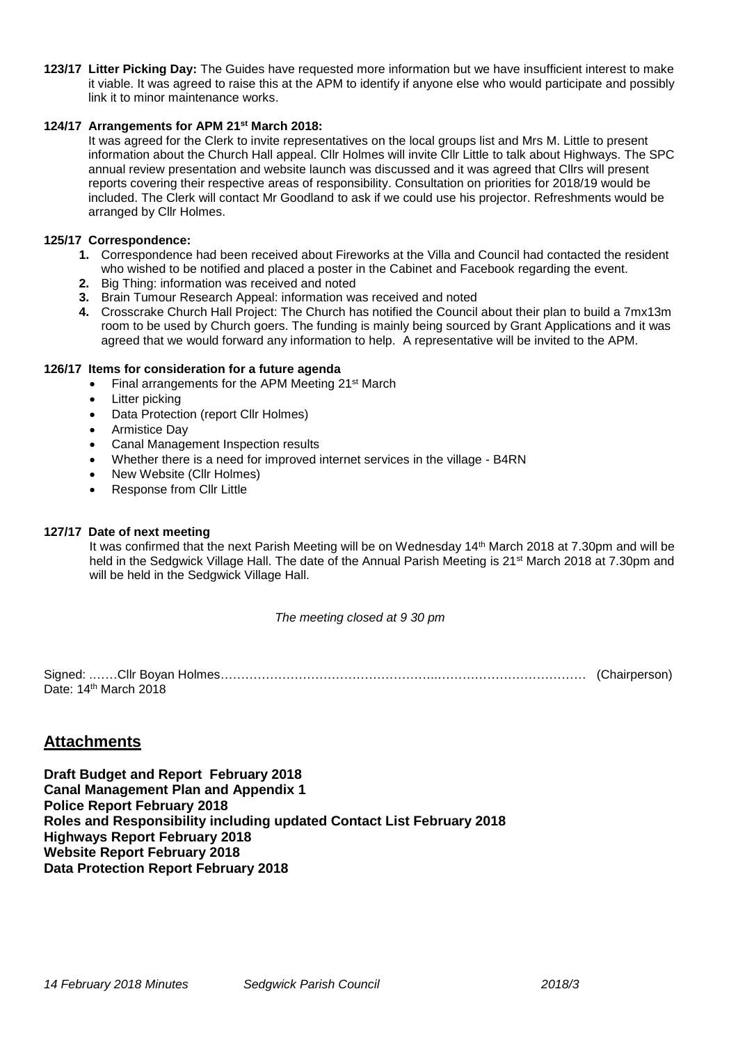**123/17 Litter Picking Day:** The Guides have requested more information but we have insufficient interest to make it viable. It was agreed to raise this at the APM to identify if anyone else who would participate and possibly link it to minor maintenance works.

**124/17 Arrangements for APM 21st March 2018:**

It was agreed for the Clerk to invite representatives on the local groups list and Mrs M. Little to present information about the Church Hall appeal. Cllr Holmes will invite Cllr Little to talk about Highways. The SPC annual review presentation and website launch was discussed and it was agreed that Cllrs will present reports covering their respective areas of responsibility. Consultation on priorities for 2018/19 would be included. The Clerk will contact Mr Goodland to ask if we could use his projector. Refreshments would be arranged by Cllr Holmes.

**125/17 Correspondence:**

1. Correspondence had been received about Fireworks at the Villa and Council had contacted the resident who wished to be notified and placed a poster in the Cabinet and Facebook regarding the event.
2. Big Thing: information was received and noted
3. Brain Tumour Research Appeal: information was received and noted
4. Crosscrake Church Hall Project: The Church has notified the Council about their plan to build a 7mx13m room to be used by Church goers. The funding is mainly being sourced by Grant Applications and it was agreed that we would forward any information to help. A representative will be invited to the APM.

**126/17 Items for consideration for a future agenda**

- Final arrangements for the APM Meeting 21st March
- Litter picking
- Data Protection (report Cllr Holmes)
- Armistice Day
- Canal Management Inspection results
- Whether there is a need for improved internet services in the village - B4RN
- New Website (Cllr Holmes)
- Response from Cllr Little

**127/17 Date of next meeting**

It was confirmed that the next Parish Meeting will be on Wednesday 14th March 2018 at 7.30pm and will be held in the Sedgwick Village Hall. The date of the Annual Parish Meeting is 21st March 2018 at 7.30pm and will be held in the Sedgwick Village Hall.

*The meeting closed at 9 30 pm*

Signed: ..……Cllr Boyan Holmes…………………………………………..……………………………… (Chairperson)
Date: 14th March 2018

## Attachments

**Draft Budget and Report February 2018**
**Canal Management Plan and Appendix 1**
**Police Report February 2018**
**Roles and Responsibility including updated Contact List February 2018**
**Highways Report February 2018**
**Website Report February 2018**
**Data Protection Report February 2018**